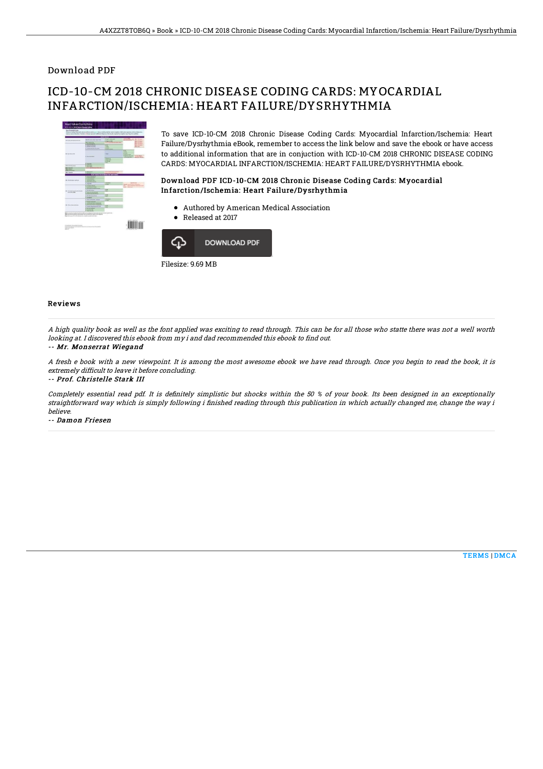## Download PDF

# ICD-10-CM 2018 CHRONIC DISEASE CODING CARDS: MYOCARDIAL INFARCTION/ISCHEMIA: HEART FAILURE/DYSRHYTHMIA

To save ICD-10-CM 2018 Chronic Disease Coding Cards: Myocardial Infarction/Ischemia: Heart Failure/Dysrhythmia eBook, remember to access the link below and save the ebook or have access to additional information that are in conjuction with ICD-10-CM 2018 CHRONIC DISEASE CODING CARDS: MYOCARDIAL INFARCTION/ISCHEMIA: HEART FAILURE/DYSRHYTHMIA ebook.

### Download PDF ICD-10-CM 2018 Chronic Disease Coding Cards: Myocardial Infarction/Ischemia: Heart Failure/Dysrhythmia

- Authored by American Medical Association
- Released at 2017

DOWNLOAD PDF

Filesize: 9.69 MB

### Reviews

*A high quality book as well as the font applied was exciting to read through. This can be for all those who statte there was not a well worth looking at. I discovered this ebook from my i and dad recommended this ebook to find out.*

***-- Mr. Monserrat Wiegand***

*A fresh e book with a new viewpoint. It is among the most awesome ebook we have read through. Once you begin to read the book, it is extremely difficult to leave it before concluding.*

***-- Prof. Christelle Stark III***

*Completely essential read pdf. It is definitely simplistic but shocks within the 50 % of your book. Its been designed in an exceptionally straightforward way which is simply following i finished reading through this publication in which actually changed me, change the way i believe.*

***-- Damon Friesen***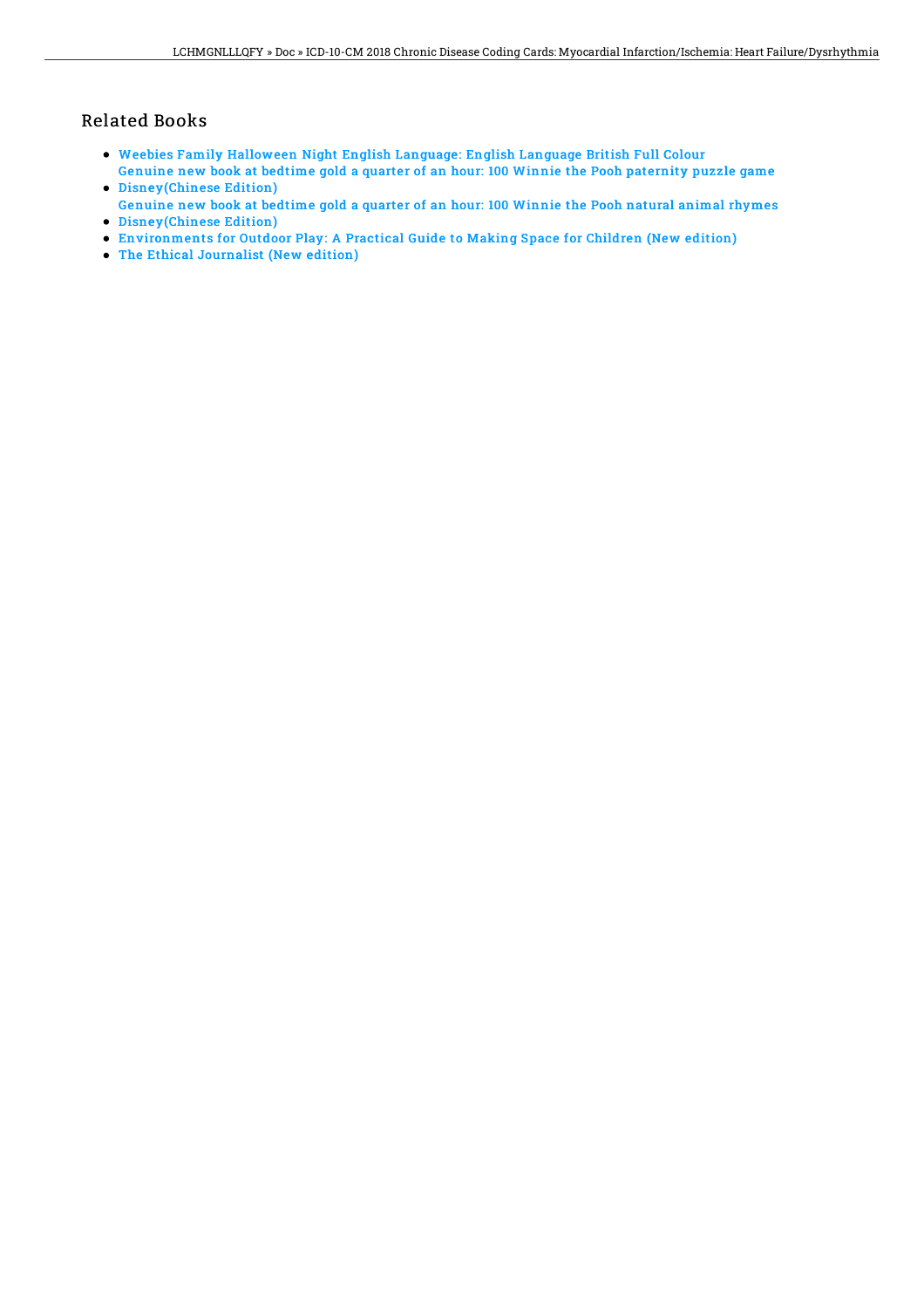## Related Books

- Weebies Family Halloween Night English Language: English Language British Full Colour
- Genuine new book at bedtime gold a quarter of an hour: 100 Winnie the Pooh paternity puzzle game Disney(Chinese Edition)
- Genuine new book at bedtime gold a quarter of an hour: 100 Winnie the Pooh natural animal rhymes Disney(Chinese Edition)
- Environments for Outdoor Play: A Practical Guide to Making Space for Children (New edition)
- The Ethical Journalist (New edition)